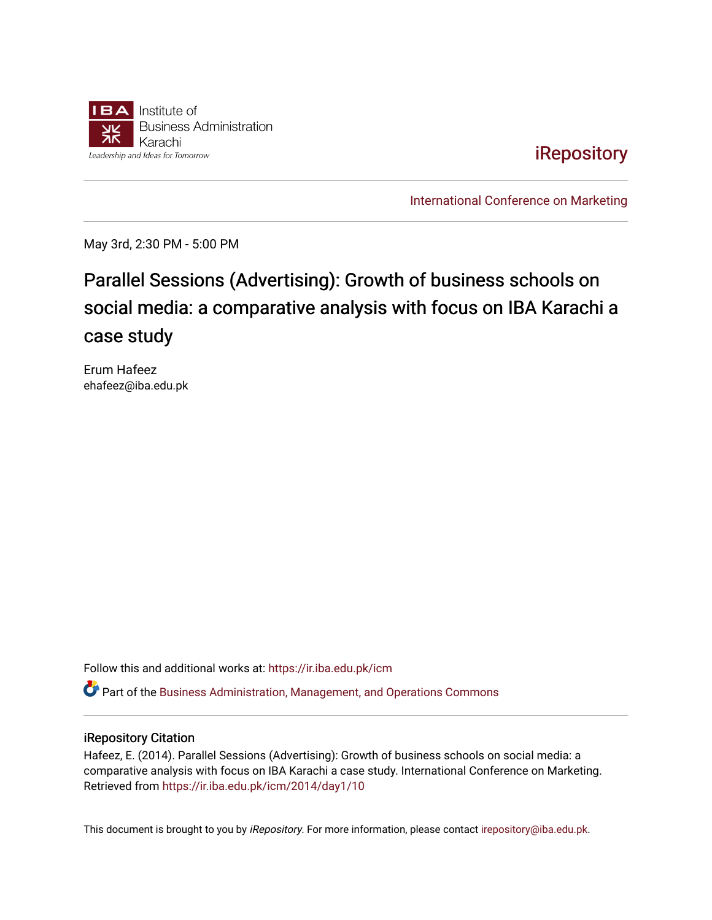Institute of Business Administration Karachi

Leadership and Ideas for Tomorrow

iRepository

International Conference on Marketing

May 3rd, 2:30 PM - 5:00 PM

# Parallel Sessions (Advertising): Growth of business schools on social media: a comparative analysis with focus on IBA Karachi a case study

Erum Hafeez
ehafeez@iba.edu.pk

Follow this and additional works at: https://ir.iba.edu.pk/icm

Part of the Business Administration, Management, and Operations Commons

## iRepository Citation

Hafeez, E. (2014). Parallel Sessions (Advertising): Growth of business schools on social media: a comparative analysis with focus on IBA Karachi a case study. International Conference on Marketing. Retrieved from https://ir.iba.edu.pk/icm/2014/day1/10

This document is brought to you by *iRepository*. For more information, please contact irepository@iba.edu.pk.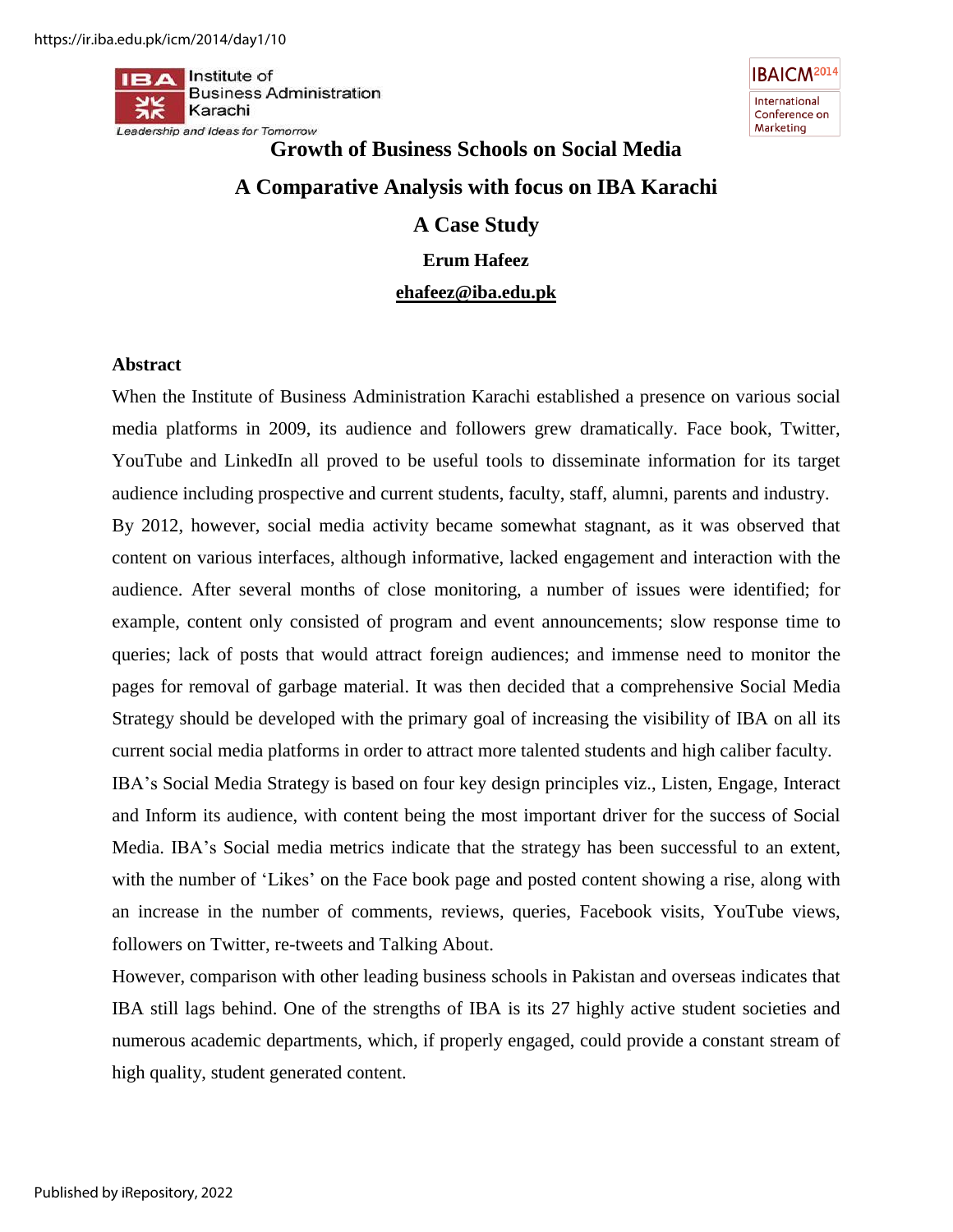# Growth of Business Schools on Social Media

## A Comparative Analysis with focus on IBA Karachi

## A Case Study

**Erum Hafeez**

**ehafeez@iba.edu.pk**

### Abstract

When the Institute of Business Administration Karachi established a presence on various social media platforms in 2009, its audience and followers grew dramatically. Face book, Twitter, YouTube and LinkedIn all proved to be useful tools to disseminate information for its target audience including prospective and current students, faculty, staff, alumni, parents and industry. By 2012, however, social media activity became somewhat stagnant, as it was observed that content on various interfaces, although informative, lacked engagement and interaction with the audience. After several months of close monitoring, a number of issues were identified; for example, content only consisted of program and event announcements; slow response time to queries; lack of posts that would attract foreign audiences; and immense need to monitor the pages for removal of garbage material. It was then decided that a comprehensive Social Media Strategy should be developed with the primary goal of increasing the visibility of IBA on all its current social media platforms in order to attract more talented students and high caliber faculty. IBA's Social Media Strategy is based on four key design principles viz., Listen, Engage, Interact and Inform its audience, with content being the most important driver for the success of Social Media. IBA's Social media metrics indicate that the strategy has been successful to an extent, with the number of 'Likes' on the Face book page and posted content showing a rise, along with an increase in the number of comments, reviews, queries, Facebook visits, YouTube views, followers on Twitter, re-tweets and Talking About.

However, comparison with other leading business schools in Pakistan and overseas indicates that IBA still lags behind. One of the strengths of IBA is its 27 highly active student societies and numerous academic departments, which, if properly engaged, could provide a constant stream of high quality, student generated content.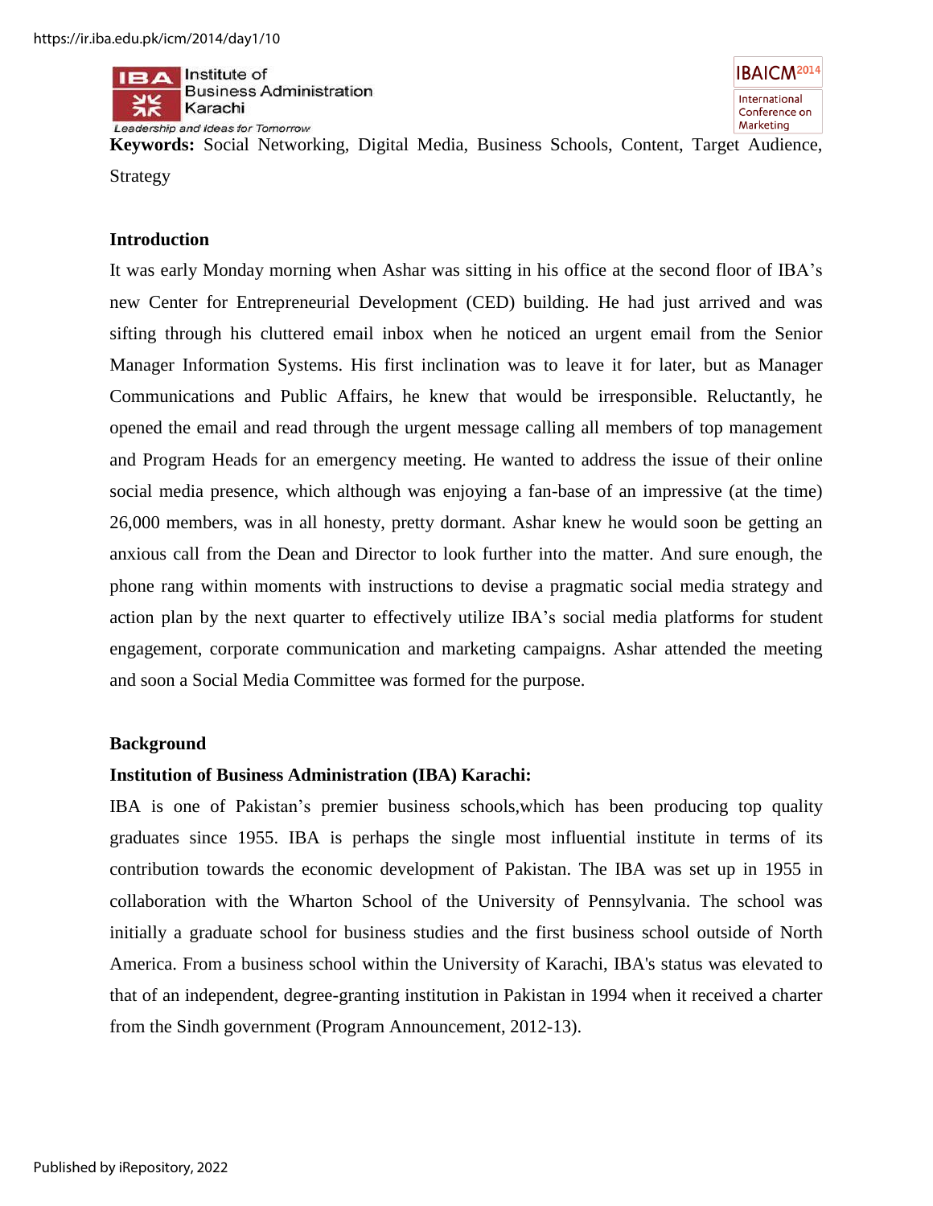**Keywords:** Social Networking, Digital Media, Business Schools, Content, Target Audience, Strategy

## Introduction

It was early Monday morning when Ashar was sitting in his office at the second floor of IBA's new Center for Entrepreneurial Development (CED) building. He had just arrived and was sifting through his cluttered email inbox when he noticed an urgent email from the Senior Manager Information Systems. His first inclination was to leave it for later, but as Manager Communications and Public Affairs, he knew that would be irresponsible. Reluctantly, he opened the email and read through the urgent message calling all members of top management and Program Heads for an emergency meeting. He wanted to address the issue of their online social media presence, which although was enjoying a fan-base of an impressive (at the time) 26,000 members, was in all honesty, pretty dormant. Ashar knew he would soon be getting an anxious call from the Dean and Director to look further into the matter. And sure enough, the phone rang within moments with instructions to devise a pragmatic social media strategy and action plan by the next quarter to effectively utilize IBA's social media platforms for student engagement, corporate communication and marketing campaigns. Ashar attended the meeting and soon a Social Media Committee was formed for the purpose.

## Background

### Institution of Business Administration (IBA) Karachi:

IBA is one of Pakistan's premier business schools,which has been producing top quality graduates since 1955. IBA is perhaps the single most influential institute in terms of its contribution towards the economic development of Pakistan. The IBA was set up in 1955 in collaboration with the Wharton School of the University of Pennsylvania. The school was initially a graduate school for business studies and the first business school outside of North America. From a business school within the University of Karachi, IBA's status was elevated to that of an independent, degree-granting institution in Pakistan in 1994 when it received a charter from the Sindh government (Program Announcement, 2012-13).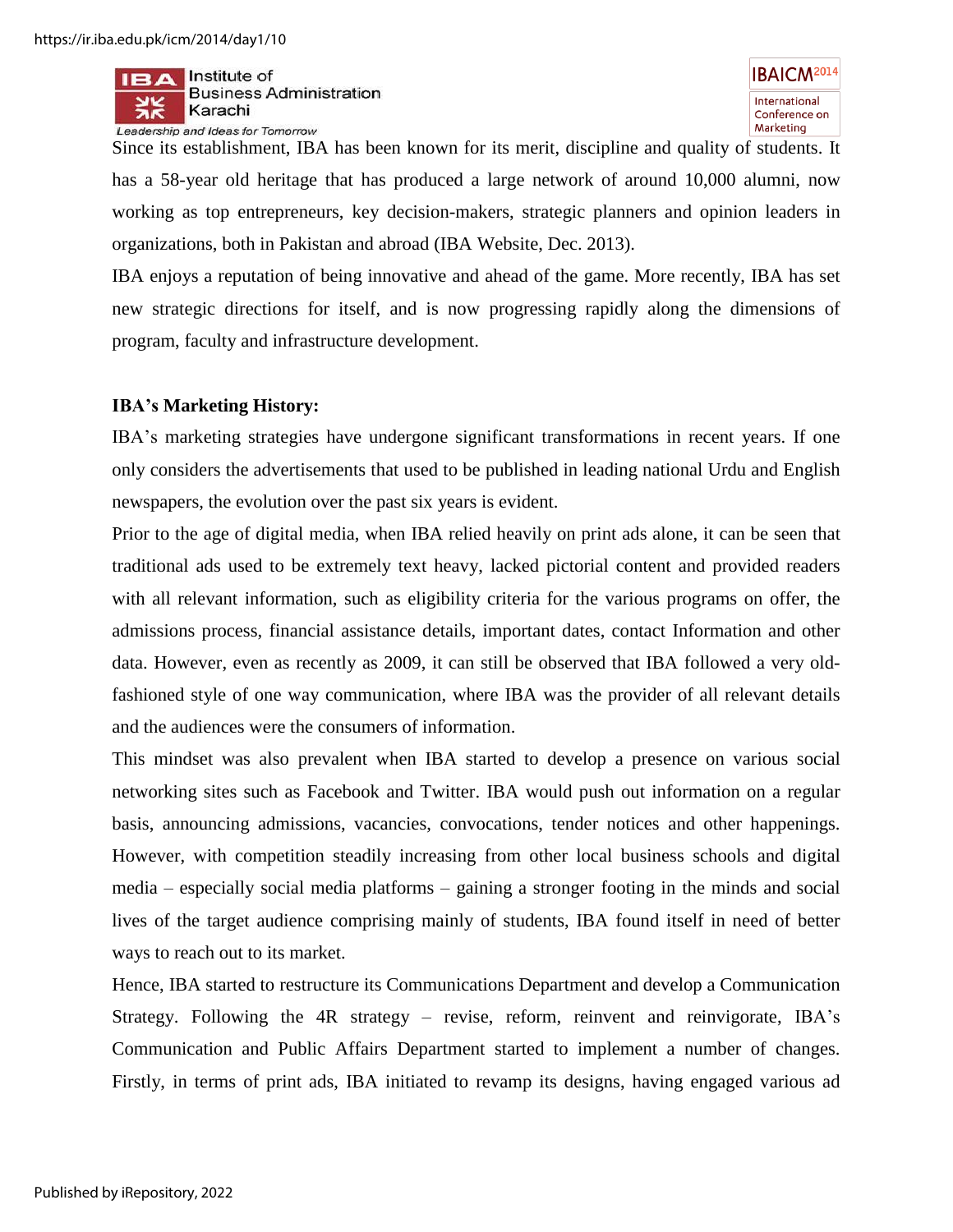Since its establishment, IBA has been known for its merit, discipline and quality of students. It has a 58-year old heritage that has produced a large network of around 10,000 alumni, now working as top entrepreneurs, key decision-makers, strategic planners and opinion leaders in organizations, both in Pakistan and abroad (IBA Website, Dec. 2013).

IBA enjoys a reputation of being innovative and ahead of the game. More recently, IBA has set new strategic directions for itself, and is now progressing rapidly along the dimensions of program, faculty and infrastructure development.

**IBA's Marketing History:**

IBA's marketing strategies have undergone significant transformations in recent years. If one only considers the advertisements that used to be published in leading national Urdu and English newspapers, the evolution over the past six years is evident.

Prior to the age of digital media, when IBA relied heavily on print ads alone, it can be seen that traditional ads used to be extremely text heavy, lacked pictorial content and provided readers with all relevant information, such as eligibility criteria for the various programs on offer, the admissions process, financial assistance details, important dates, contact Information and other data. However, even as recently as 2009, it can still be observed that IBA followed a very old-fashioned style of one way communication, where IBA was the provider of all relevant details and the audiences were the consumers of information.

This mindset was also prevalent when IBA started to develop a presence on various social networking sites such as Facebook and Twitter. IBA would push out information on a regular basis, announcing admissions, vacancies, convocations, tender notices and other happenings. However, with competition steadily increasing from other local business schools and digital media – especially social media platforms – gaining a stronger footing in the minds and social lives of the target audience comprising mainly of students, IBA found itself in need of better ways to reach out to its market.

Hence, IBA started to restructure its Communications Department and develop a Communication Strategy. Following the 4R strategy – revise, reform, reinvent and reinvigorate, IBA's Communication and Public Affairs Department started to implement a number of changes. Firstly, in terms of print ads, IBA initiated to revamp its designs, having engaged various ad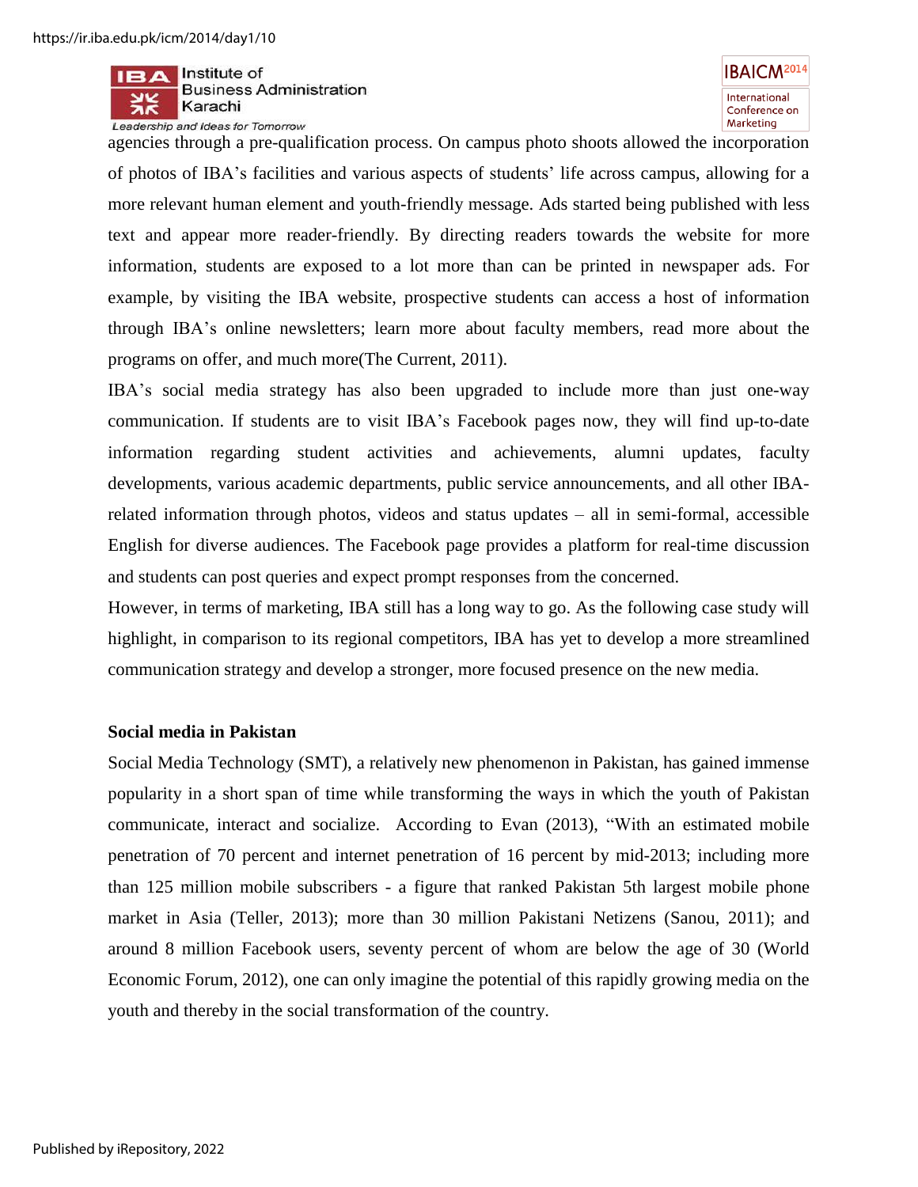agencies through a pre-qualification process. On campus photo shoots allowed the incorporation of photos of IBA's facilities and various aspects of students' life across campus, allowing for a more relevant human element and youth-friendly message. Ads started being published with less text and appear more reader-friendly. By directing readers towards the website for more information, students are exposed to a lot more than can be printed in newspaper ads. For example, by visiting the IBA website, prospective students can access a host of information through IBA's online newsletters; learn more about faculty members, read more about the programs on offer, and much more(The Current, 2011).

IBA's social media strategy has also been upgraded to include more than just one-way communication. If students are to visit IBA's Facebook pages now, they will find up-to-date information regarding student activities and achievements, alumni updates, faculty developments, various academic departments, public service announcements, and all other IBA-related information through photos, videos and status updates – all in semi-formal, accessible English for diverse audiences. The Facebook page provides a platform for real-time discussion and students can post queries and expect prompt responses from the concerned.

However, in terms of marketing, IBA still has a long way to go. As the following case study will highlight, in comparison to its regional competitors, IBA has yet to develop a more streamlined communication strategy and develop a stronger, more focused presence on the new media.

**Social media in Pakistan**

Social Media Technology (SMT), a relatively new phenomenon in Pakistan, has gained immense popularity in a short span of time while transforming the ways in which the youth of Pakistan communicate, interact and socialize. According to Evan (2013), "With an estimated mobile penetration of 70 percent and internet penetration of 16 percent by mid-2013; including more than 125 million mobile subscribers - a figure that ranked Pakistan 5th largest mobile phone market in Asia (Teller, 2013); more than 30 million Pakistani Netizens (Sanou, 2011); and around 8 million Facebook users, seventy percent of whom are below the age of 30 (World Economic Forum, 2012), one can only imagine the potential of this rapidly growing media on the youth and thereby in the social transformation of the country.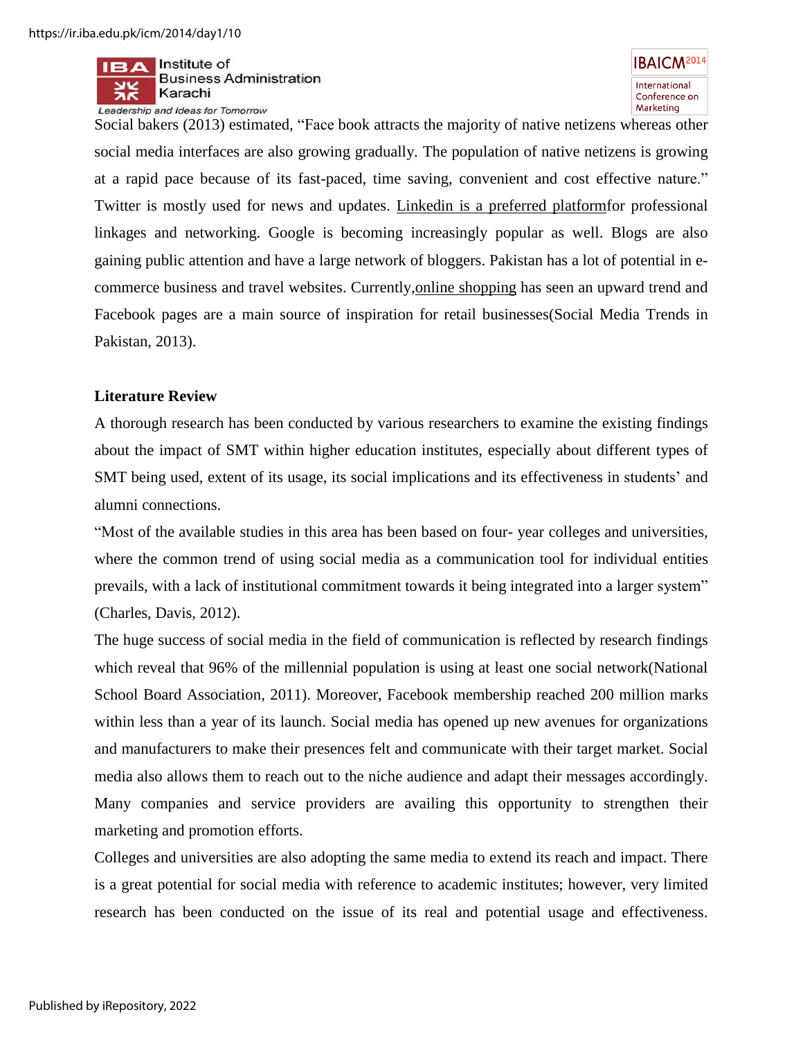Social bakers (2013) estimated, "Face book attracts the majority of native netizens whereas other social media interfaces are also growing gradually. The population of native netizens is growing at a rapid pace because of its fast-paced, time saving, convenient and cost effective nature." Twitter is mostly used for news and updates. Linkedin is a preferred platformfor professional linkages and networking. Google is becoming increasingly popular as well. Blogs are also gaining public attention and have a large network of bloggers. Pakistan has a lot of potential in e-commerce business and travel websites. Currently,online shopping has seen an upward trend and Facebook pages are a main source of inspiration for retail businesses(Social Media Trends in Pakistan, 2013).

**Literature Review**

A thorough research has been conducted by various researchers to examine the existing findings about the impact of SMT within higher education institutes, especially about different types of SMT being used, extent of its usage, its social implications and its effectiveness in students' and alumni connections.

"Most of the available studies in this area has been based on four- year colleges and universities, where the common trend of using social media as a communication tool for individual entities prevails, with a lack of institutional commitment towards it being integrated into a larger system" (Charles, Davis, 2012).

The huge success of social media in the field of communication is reflected by research findings which reveal that 96% of the millennial population is using at least one social network(National School Board Association, 2011). Moreover, Facebook membership reached 200 million marks within less than a year of its launch. Social media has opened up new avenues for organizations and manufacturers to make their presences felt and communicate with their target market. Social media also allows them to reach out to the niche audience and adapt their messages accordingly. Many companies and service providers are availing this opportunity to strengthen their marketing and promotion efforts.

Colleges and universities are also adopting the same media to extend its reach and impact. There is a great potential for social media with reference to academic institutes; however, very limited research has been conducted on the issue of its real and potential usage and effectiveness.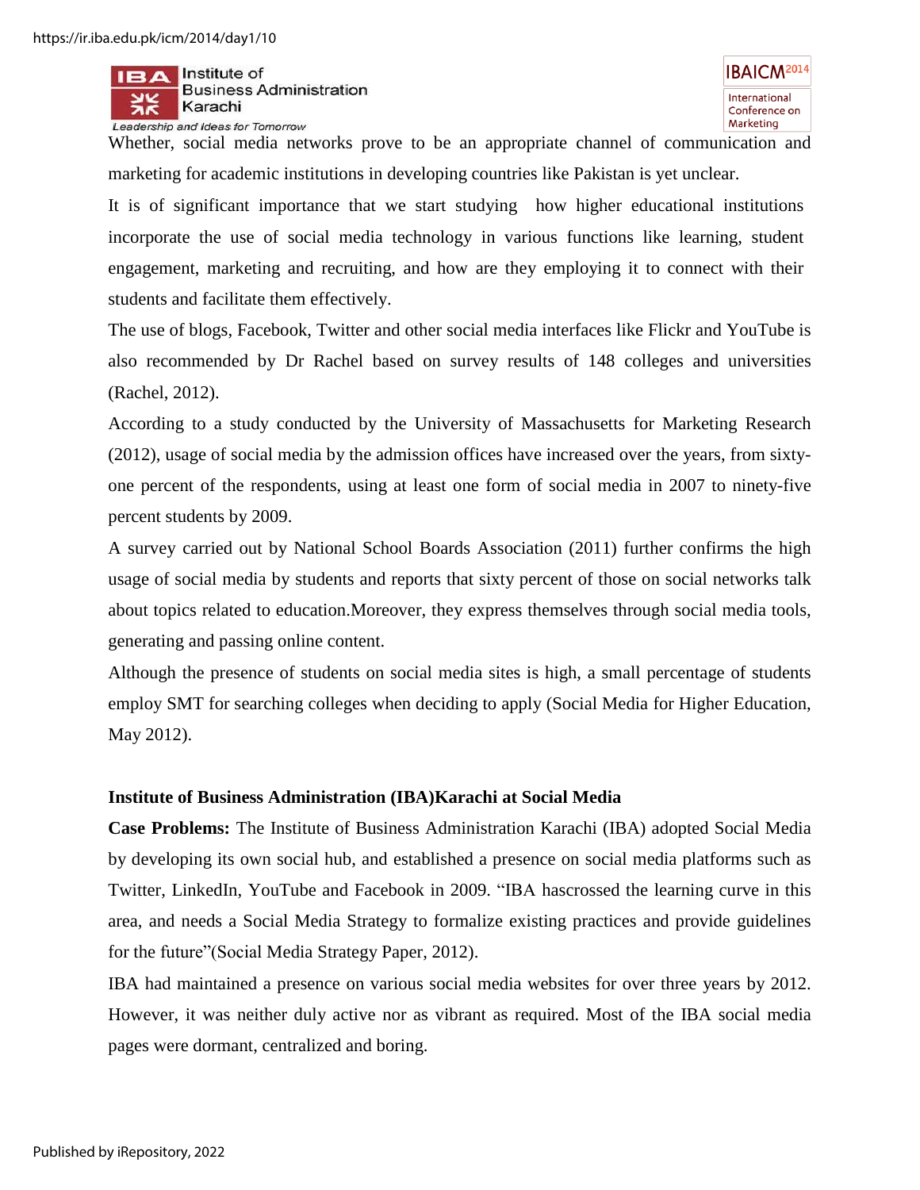Whether, social media networks prove to be an appropriate channel of communication and marketing for academic institutions in developing countries like Pakistan is yet unclear.

It is of significant importance that we start studying how higher educational institutions incorporate the use of social media technology in various functions like learning, student engagement, marketing and recruiting, and how are they employing it to connect with their students and facilitate them effectively.

The use of blogs, Facebook, Twitter and other social media interfaces like Flickr and YouTube is also recommended by Dr Rachel based on survey results of 148 colleges and universities (Rachel, 2012).

According to a study conducted by the University of Massachusetts for Marketing Research (2012), usage of social media by the admission offices have increased over the years, from sixty-one percent of the respondents, using at least one form of social media in 2007 to ninety-five percent students by 2009.

A survey carried out by National School Boards Association (2011) further confirms the high usage of social media by students and reports that sixty percent of those on social networks talk about topics related to education.Moreover, they express themselves through social media tools, generating and passing online content.

Although the presence of students on social media sites is high, a small percentage of students employ SMT for searching colleges when deciding to apply (Social Media for Higher Education, May 2012).

**Institute of Business Administration (IBA)Karachi at Social Media**

**Case Problems:** The Institute of Business Administration Karachi (IBA) adopted Social Media by developing its own social hub, and established a presence on social media platforms such as Twitter, LinkedIn, YouTube and Facebook in 2009. "IBA hascrossed the learning curve in this area, and needs a Social Media Strategy to formalize existing practices and provide guidelines for the future"(Social Media Strategy Paper, 2012).

IBA had maintained a presence on various social media websites for over three years by 2012. However, it was neither duly active nor as vibrant as required. Most of the IBA social media pages were dormant, centralized and boring.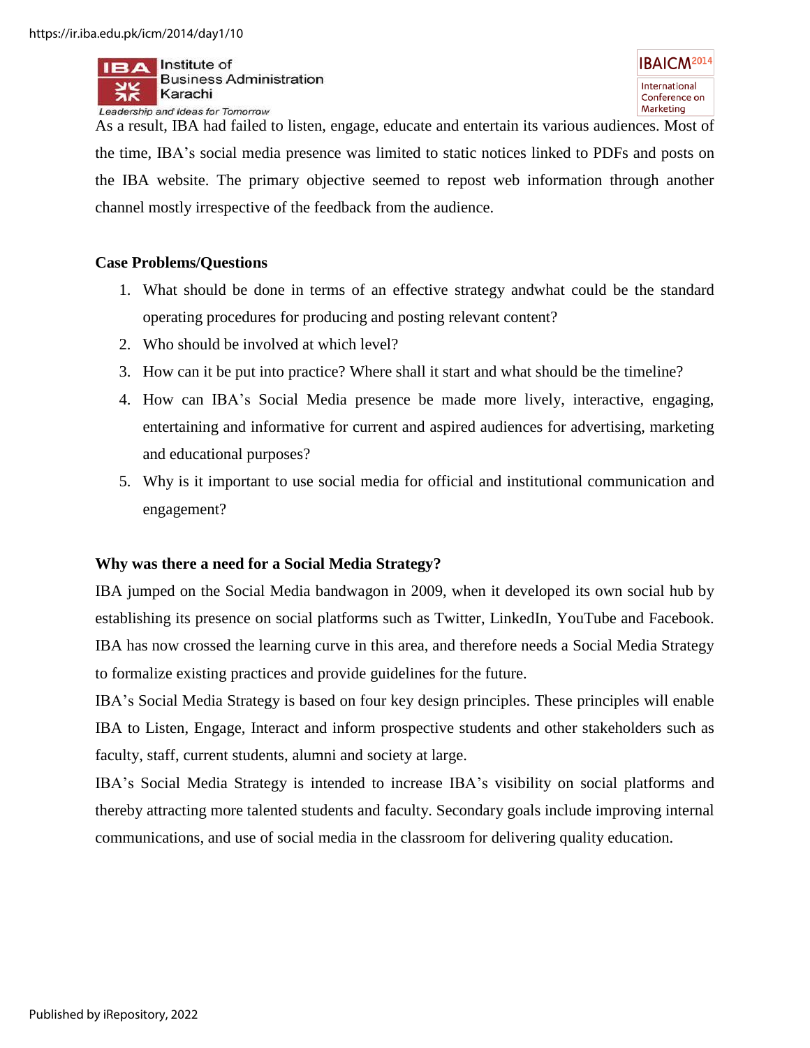As a result, IBA had failed to listen, engage, educate and entertain its various audiences. Most of the time, IBA's social media presence was limited to static notices linked to PDFs and posts on the IBA website. The primary objective seemed to repost web information through another channel mostly irrespective of the feedback from the audience.

**Case Problems/Questions**

1. What should be done in terms of an effective strategy andwhat could be the standard operating procedures for producing and posting relevant content?
2. Who should be involved at which level?
3. How can it be put into practice? Where shall it start and what should be the timeline?
4. How can IBA's Social Media presence be made more lively, interactive, engaging, entertaining and informative for current and aspired audiences for advertising, marketing and educational purposes?
5. Why is it important to use social media for official and institutional communication and engagement?

**Why was there a need for a Social Media Strategy?**

IBA jumped on the Social Media bandwagon in 2009, when it developed its own social hub by establishing its presence on social platforms such as Twitter, LinkedIn, YouTube and Facebook. IBA has now crossed the learning curve in this area, and therefore needs a Social Media Strategy to formalize existing practices and provide guidelines for the future.

IBA's Social Media Strategy is based on four key design principles. These principles will enable IBA to Listen, Engage, Interact and inform prospective students and other stakeholders such as faculty, staff, current students, alumni and society at large.

IBA's Social Media Strategy is intended to increase IBA's visibility on social platforms and thereby attracting more talented students and faculty. Secondary goals include improving internal communications, and use of social media in the classroom for delivering quality education.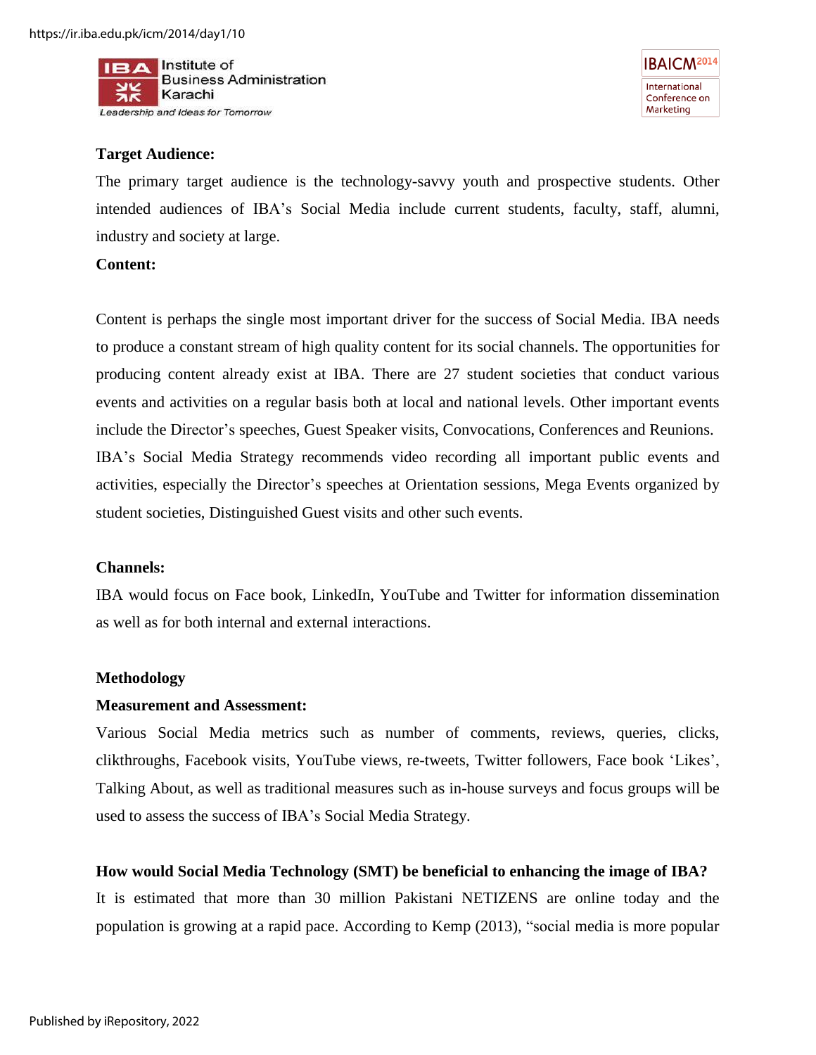**Target Audience:**

The primary target audience is the technology-savvy youth and prospective students. Other intended audiences of IBA's Social Media include current students, faculty, staff, alumni, industry and society at large.

**Content:**

Content is perhaps the single most important driver for the success of Social Media. IBA needs to produce a constant stream of high quality content for its social channels. The opportunities for producing content already exist at IBA. There are 27 student societies that conduct various events and activities on a regular basis both at local and national levels. Other important events include the Director's speeches, Guest Speaker visits, Convocations, Conferences and Reunions. IBA's Social Media Strategy recommends video recording all important public events and activities, especially the Director's speeches at Orientation sessions, Mega Events organized by student societies, Distinguished Guest visits and other such events.

**Channels:**

IBA would focus on Face book, LinkedIn, YouTube and Twitter for information dissemination as well as for both internal and external interactions.

**Methodology**

**Measurement and Assessment:**

Various Social Media metrics such as number of comments, reviews, queries, clicks, clikthroughs, Facebook visits, YouTube views, re-tweets, Twitter followers, Face book 'Likes', Talking About, as well as traditional measures such as in-house surveys and focus groups will be used to assess the success of IBA's Social Media Strategy.

**How would Social Media Technology (SMT) be beneficial to enhancing the image of IBA?**

It is estimated that more than 30 million Pakistani NETIZENS are online today and the population is growing at a rapid pace. According to Kemp (2013), "social media is more popular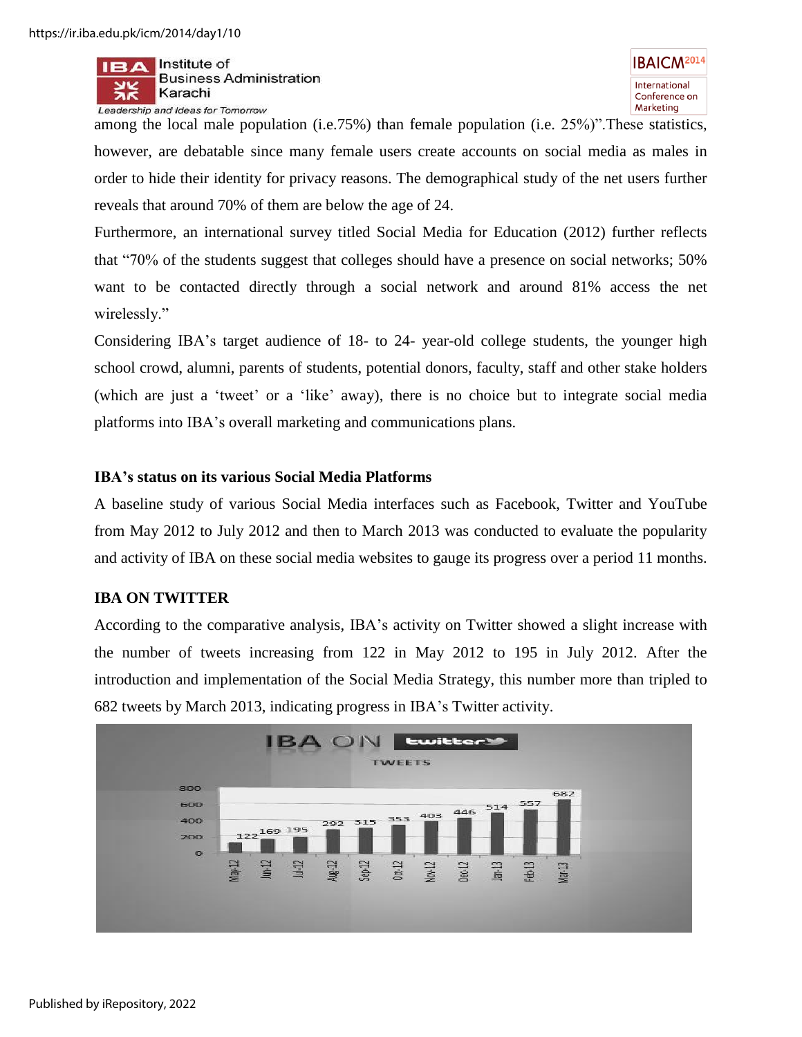among the local male population (i.e.75%) than female population (i.e. 25%)".These statistics, however, are debatable since many female users create accounts on social media as males in order to hide their identity for privacy reasons. The demographical study of the net users further reveals that around 70% of them are below the age of 24.

Furthermore, an international survey titled Social Media for Education (2012) further reflects that "70% of the students suggest that colleges should have a presence on social networks; 50% want to be contacted directly through a social network and around 81% access the net wirelessly."

Considering IBA's target audience of 18- to 24- year-old college students, the younger high school crowd, alumni, parents of students, potential donors, faculty, staff and other stake holders (which are just a 'tweet' or a 'like' away), there is no choice but to integrate social media platforms into IBA's overall marketing and communications plans.

**IBA's status on its various Social Media Platforms**

A baseline study of various Social Media interfaces such as Facebook, Twitter and YouTube from May 2012 to July 2012 and then to March 2013 was conducted to evaluate the popularity and activity of IBA on these social media websites to gauge its progress over a period 11 months.

**IBA ON TWITTER**

According to the comparative analysis, IBA's activity on Twitter showed a slight increase with the number of tweets increasing from 122 in May 2012 to 195 in July 2012. After the introduction and implementation of the Social Media Strategy, this number more than tripled to 682 tweets by March 2013, indicating progress in IBA's Twitter activity.

IBA ON twitter — TWEETS

| Month | Tweets |
|---|---|
| May-12 | 122 |
| Jun-12 | 169 |
| Jul-12 | 195 |
| Aug-12 | 292 |
| Sep-12 | 315 |
| Oct-12 | 353 |
| Nov-12 | 403 |
| Dec-12 | 446 |
| Jan-13 | 514 |
| Feb-13 | 557 |
| Mar-13 | 682 |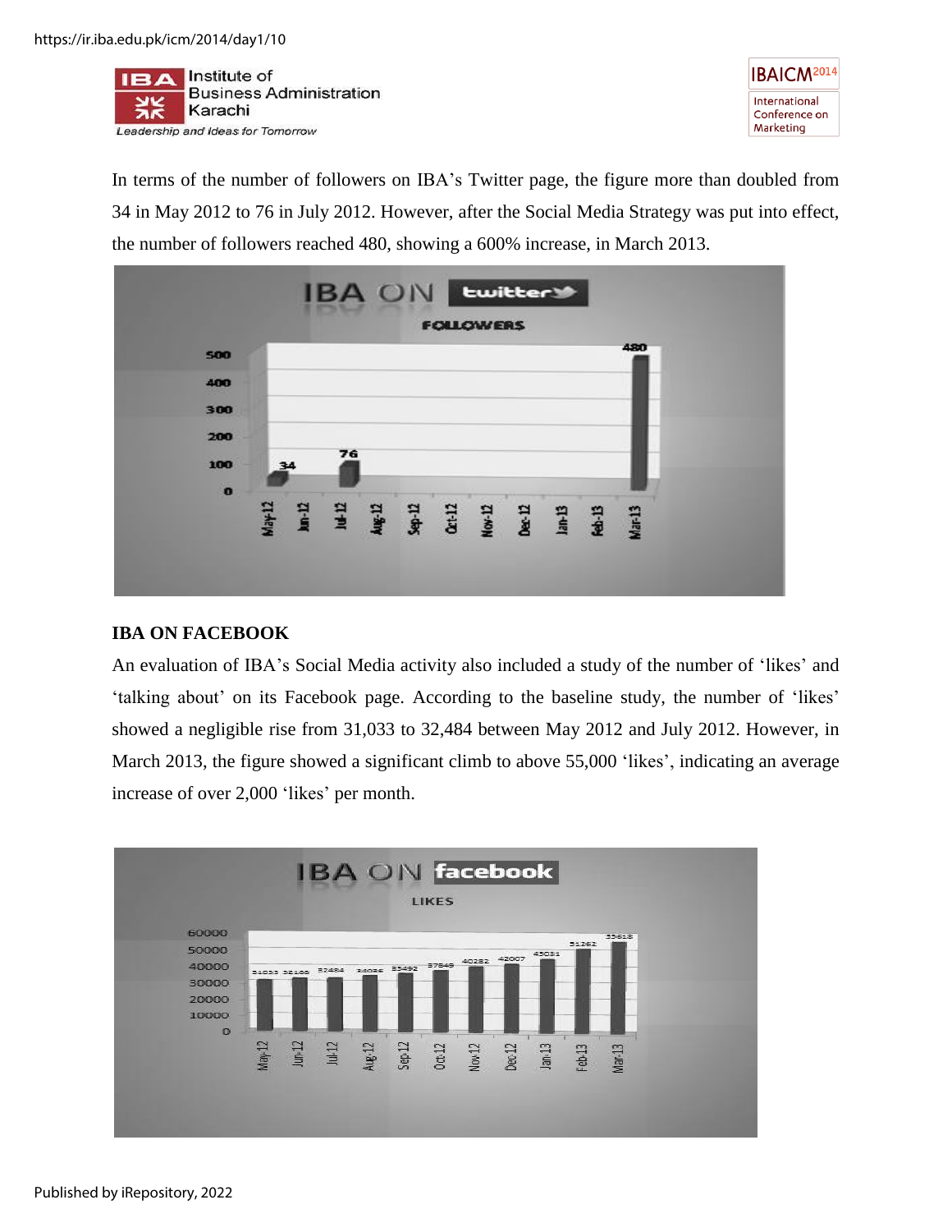In terms of the number of followers on IBA's Twitter page, the figure more than doubled from 34 in May 2012 to 76 in July 2012. However, after the Social Media Strategy was put into effect, the number of followers reached 480, showing a 600% increase, in March 2013.

## IBA ON FACEBOOK

An evaluation of IBA's Social Media activity also included a study of the number of 'likes' and 'talking about' on its Facebook page. According to the baseline study, the number of 'likes' showed a negligible rise from 31,033 to 32,484 between May 2012 and July 2012. However, in March 2013, the figure showed a significant climb to above 55,000 'likes', indicating an average increase of over 2,000 'likes' per month.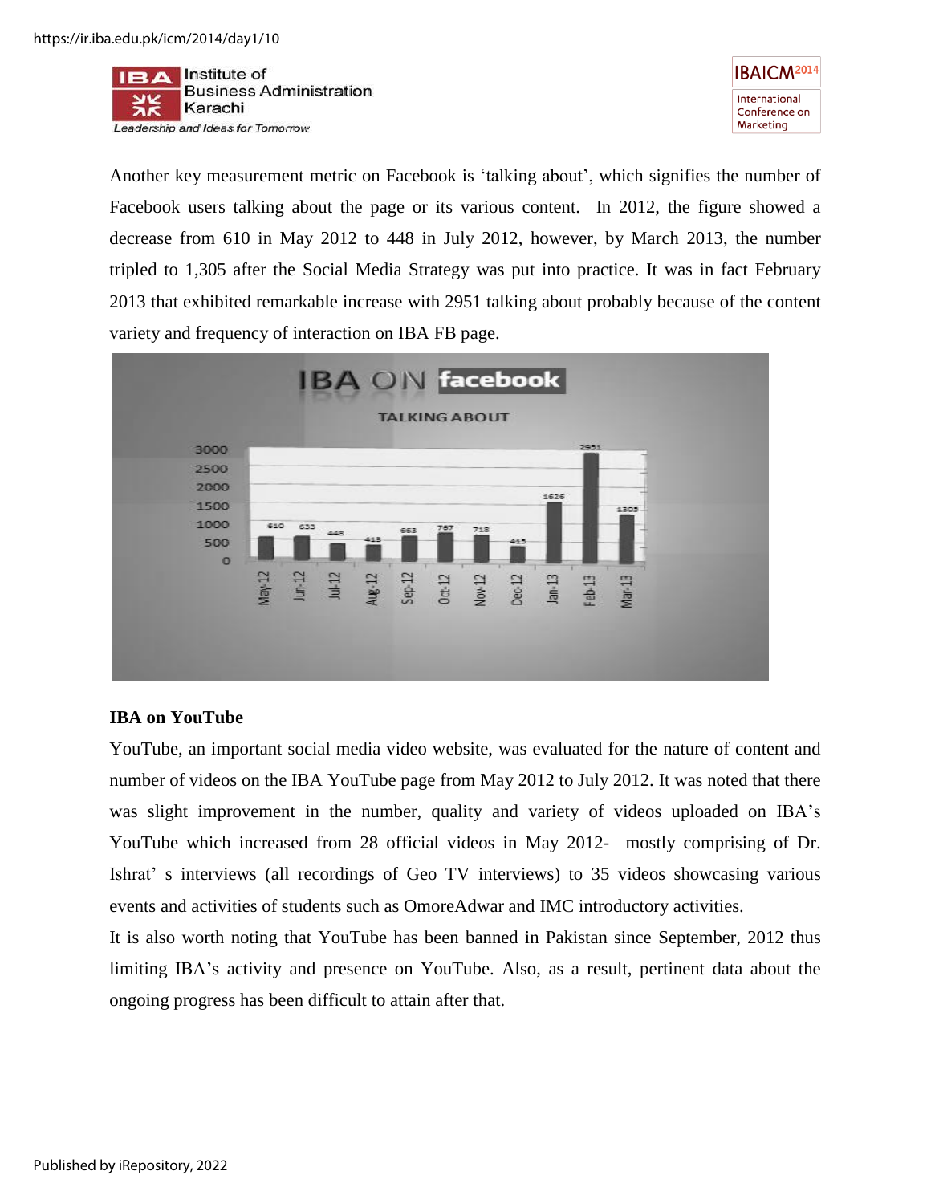Another key measurement metric on Facebook is 'talking about', which signifies the number of Facebook users talking about the page or its various content. In 2012, the figure showed a decrease from 610 in May 2012 to 448 in July 2012, however, by March 2013, the number tripled to 1,305 after the Social Media Strategy was put into practice. It was in fact February 2013 that exhibited remarkable increase with 2951 talking about probably because of the content variety and frequency of interaction on IBA FB page.

**IBA ON facebook**

**TALKING ABOUT**

| Month | Talking About |
|---|---|
| May-12 | 610 |
| Jun-12 | 633 |
| Jul-12 | 448 |
| Aug-12 | 413 |
| Sep-12 | 663 |
| Oct-12 | 767 |
| Nov-12 | 718 |
| Dec-12 | 415 |
| Jan-13 | 1626 |
| Feb-13 | 2951 |
| Mar-13 | 1305 |

**IBA on YouTube**

YouTube, an important social media video website, was evaluated for the nature of content and number of videos on the IBA YouTube page from May 2012 to July 2012. It was noted that there was slight improvement in the number, quality and variety of videos uploaded on IBA's YouTube which increased from 28 official videos in May 2012- mostly comprising of Dr. Ishrat' s interviews (all recordings of Geo TV interviews) to 35 videos showcasing various events and activities of students such as OmoreAdwar and IMC introductory activities.

It is also worth noting that YouTube has been banned in Pakistan since September, 2012 thus limiting IBA's activity and presence on YouTube. Also, as a result, pertinent data about the ongoing progress has been difficult to attain after that.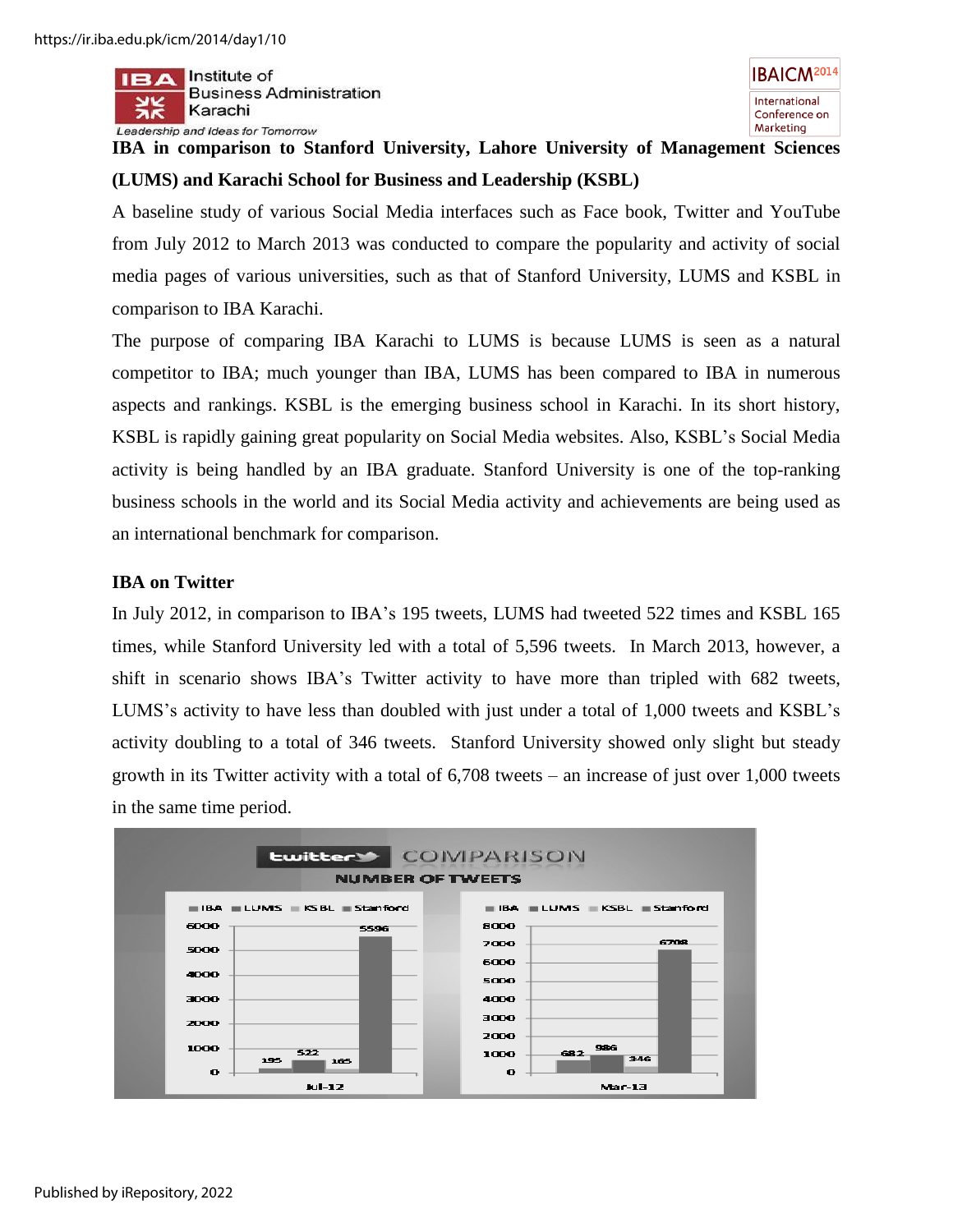**IBA in comparison to Stanford University, Lahore University of Management Sciences (LUMS) and Karachi School for Business and Leadership (KSBL)**

A baseline study of various Social Media interfaces such as Face book, Twitter and YouTube from July 2012 to March 2013 was conducted to compare the popularity and activity of social media pages of various universities, such as that of Stanford University, LUMS and KSBL in comparison to IBA Karachi.

The purpose of comparing IBA Karachi to LUMS is because LUMS is seen as a natural competitor to IBA; much younger than IBA, LUMS has been compared to IBA in numerous aspects and rankings. KSBL is the emerging business school in Karachi. In its short history, KSBL is rapidly gaining great popularity on Social Media websites. Also, KSBL's Social Media activity is being handled by an IBA graduate. Stanford University is one of the top-ranking business schools in the world and its Social Media activity and achievements are being used as an international benchmark for comparison.

**IBA on Twitter**

In July 2012, in comparison to IBA's 195 tweets, LUMS had tweeted 522 times and KSBL 165 times, while Stanford University led with a total of 5,596 tweets. In March 2013, however, a shift in scenario shows IBA's Twitter activity to have more than tripled with 682 tweets, LUMS's activity to have less than doubled with just under a total of 1,000 tweets and KSBL's activity doubling to a total of 346 tweets. Stanford University showed only slight but steady growth in its Twitter activity with a total of 6,708 tweets – an increase of just over 1,000 tweets in the same time period.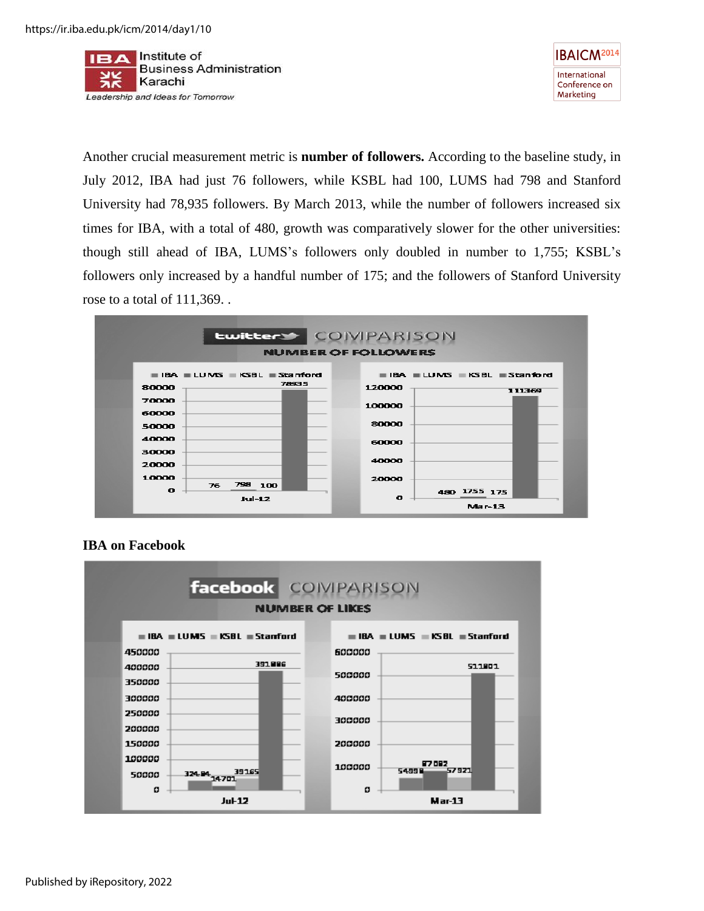Another crucial measurement metric is **number of followers.** According to the baseline study, in July 2012, IBA had just 76 followers, while KSBL had 100, LUMS had 798 and Stanford University had 78,935 followers. By March 2013, while the number of followers increased six times for IBA, with a total of 480, growth was comparatively slower for the other universities: though still ahead of IBA, LUMS's followers only doubled in number to 1,755; KSBL's followers only increased by a handful number of 175; and the followers of Stanford University rose to a total of 111,369. .

**IBA on Facebook**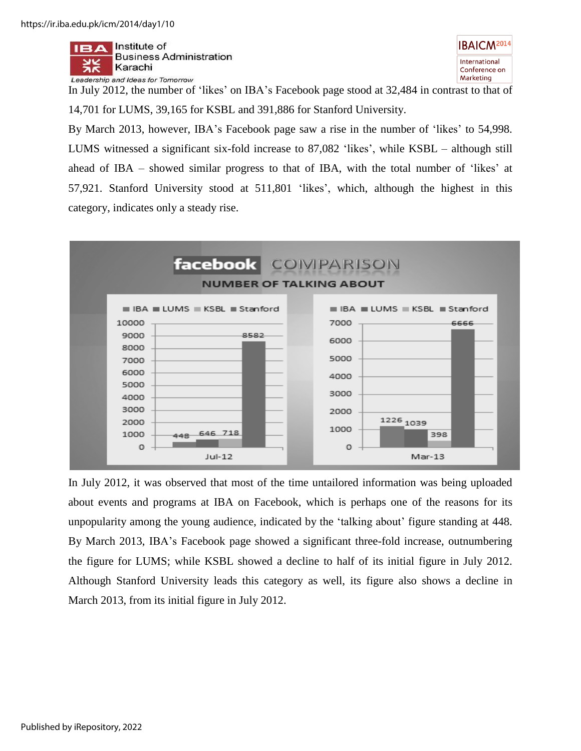In July 2012, the number of 'likes' on IBA's Facebook page stood at 32,484 in contrast to that of 14,701 for LUMS, 39,165 for KSBL and 391,886 for Stanford University.

By March 2013, however, IBA's Facebook page saw a rise in the number of 'likes' to 54,998. LUMS witnessed a significant six-fold increase to 87,082 'likes', while KSBL – although still ahead of IBA – showed similar progress to that of IBA, with the total number of 'likes' at 57,921. Stanford University stood at 511,801 'likes', which, although the highest in this category, indicates only a steady rise.

**facebook COMPARISON**

**NUMBER OF TALKING ABOUT**

| | IBA | LUMS | KSBL | Stanford |
|---|---|---|---|---|
| Jul-12 | 448 | 646 | 718 | 8582 |
| Mar-13 | 1226 | 1039 | 398 | 6666 |

In July 2012, it was observed that most of the time untailored information was being uploaded about events and programs at IBA on Facebook, which is perhaps one of the reasons for its unpopularity among the young audience, indicated by the 'talking about' figure standing at 448. By March 2013, IBA's Facebook page showed a significant three-fold increase, outnumbering the figure for LUMS; while KSBL showed a decline to half of its initial figure in July 2012. Although Stanford University leads this category as well, its figure also shows a decline in March 2013, from its initial figure in July 2012.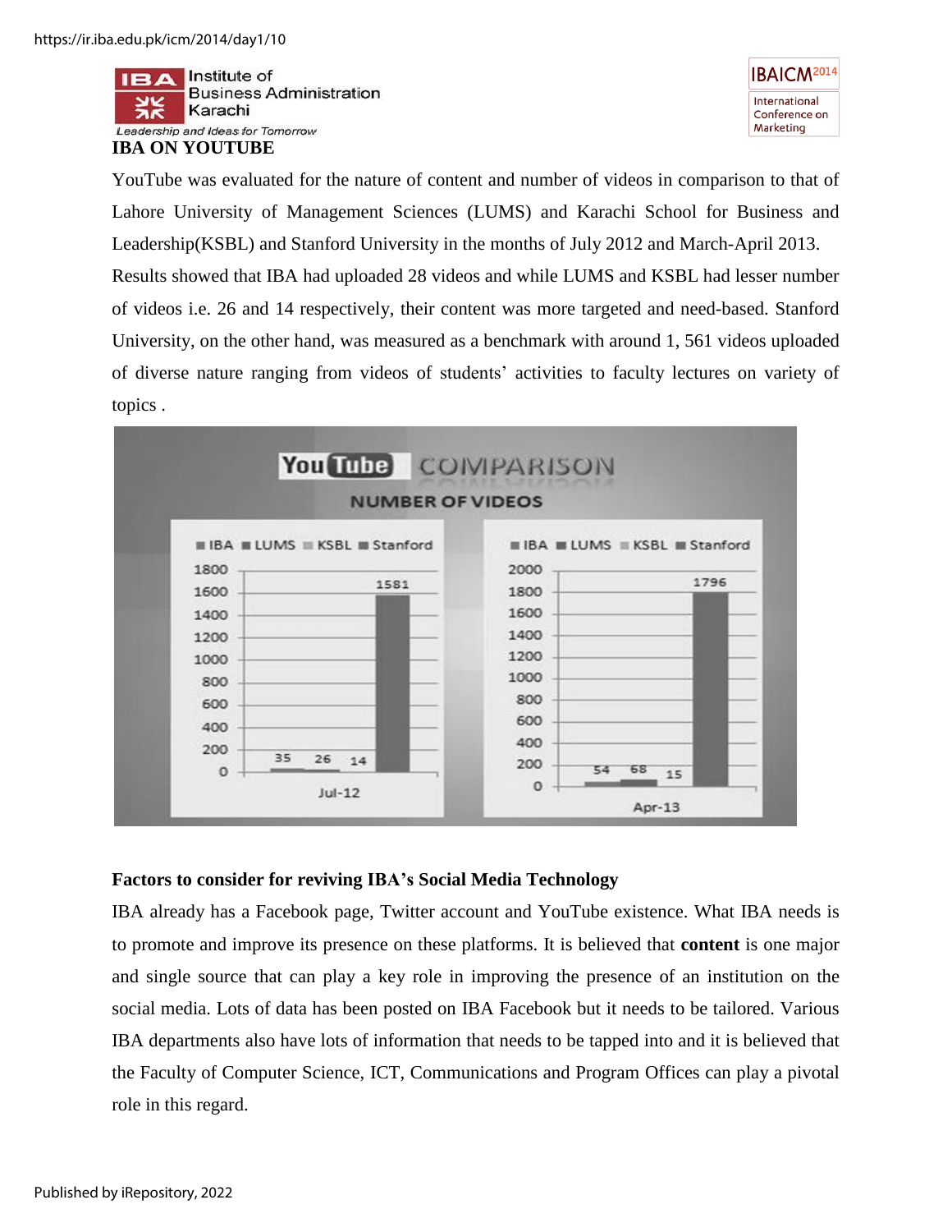## IBA ON YOUTUBE

YouTube was evaluated for the nature of content and number of videos in comparison to that of Lahore University of Management Sciences (LUMS) and Karachi School for Business and Leadership(KSBL) and Stanford University in the months of July 2012 and March-April 2013. Results showed that IBA had uploaded 28 videos and while LUMS and KSBL had lesser number of videos i.e. 26 and 14 respectively, their content was more targeted and need-based. Stanford University, on the other hand, was measured as a benchmark with around 1, 561 videos uploaded of diverse nature ranging from videos of students' activities to faculty lectures on variety of topics .

**YouTube COMPARISON — NUMBER OF VIDEOS**

| | IBA | LUMS | KSBL | Stanford |
|---|---|---|---|---|
| Jul-12 | 35 | 26 | 14 | 1581 |
| Apr-13 | 54 | 68 | 15 | 1796 |

### Factors to consider for reviving IBA's Social Media Technology

IBA already has a Facebook page, Twitter account and YouTube existence. What IBA needs is to promote and improve its presence on these platforms. It is believed that **content** is one major and single source that can play a key role in improving the presence of an institution on the social media. Lots of data has been posted on IBA Facebook but it needs to be tailored. Various IBA departments also have lots of information that needs to be tapped into and it is believed that the Faculty of Computer Science, ICT, Communications and Program Offices can play a pivotal role in this regard.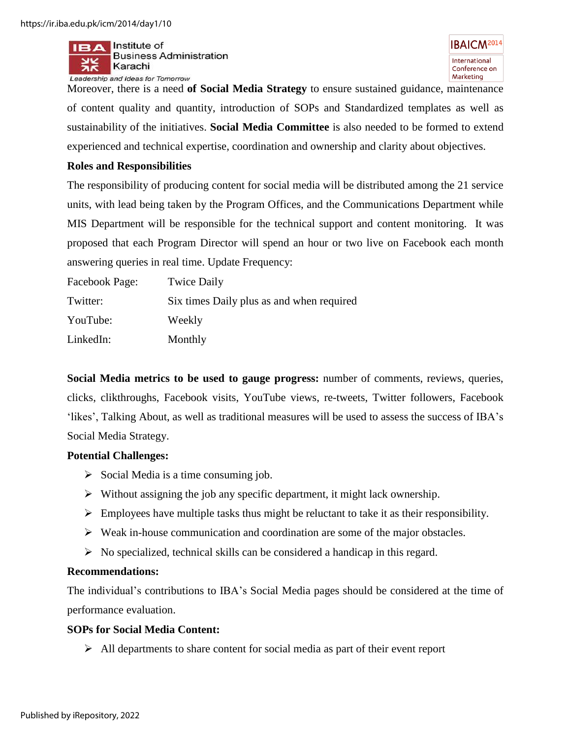Moreover, there is a need **of Social Media Strategy** to ensure sustained guidance, maintenance of content quality and quantity, introduction of SOPs and Standardized templates as well as sustainability of the initiatives. **Social Media Committee** is also needed to be formed to extend experienced and technical expertise, coordination and ownership and clarity about objectives.

**Roles and Responsibilities**

The responsibility of producing content for social media will be distributed among the 21 service units, with lead being taken by the Program Offices, and the Communications Department while MIS Department will be responsible for the technical support and content monitoring. It was proposed that each Program Director will spend an hour or two live on Facebook each month answering queries in real time. Update Frequency:

| | |
|---|---|
| Facebook Page: | Twice Daily |
| Twitter: | Six times Daily plus as and when required |
| YouTube: | Weekly |
| LinkedIn: | Monthly |

**Social Media metrics to be used to gauge progress:** number of comments, reviews, queries, clicks, clikthroughs, Facebook visits, YouTube views, re-tweets, Twitter followers, Facebook 'likes', Talking About, as well as traditional measures will be used to assess the success of IBA's Social Media Strategy.

**Potential Challenges:**

- Social Media is a time consuming job.
- Without assigning the job any specific department, it might lack ownership.
- Employees have multiple tasks thus might be reluctant to take it as their responsibility.
- Weak in-house communication and coordination are some of the major obstacles.
- No specialized, technical skills can be considered a handicap in this regard.

**Recommendations:**

The individual's contributions to IBA's Social Media pages should be considered at the time of performance evaluation.

**SOPs for Social Media Content:**

- All departments to share content for social media as part of their event report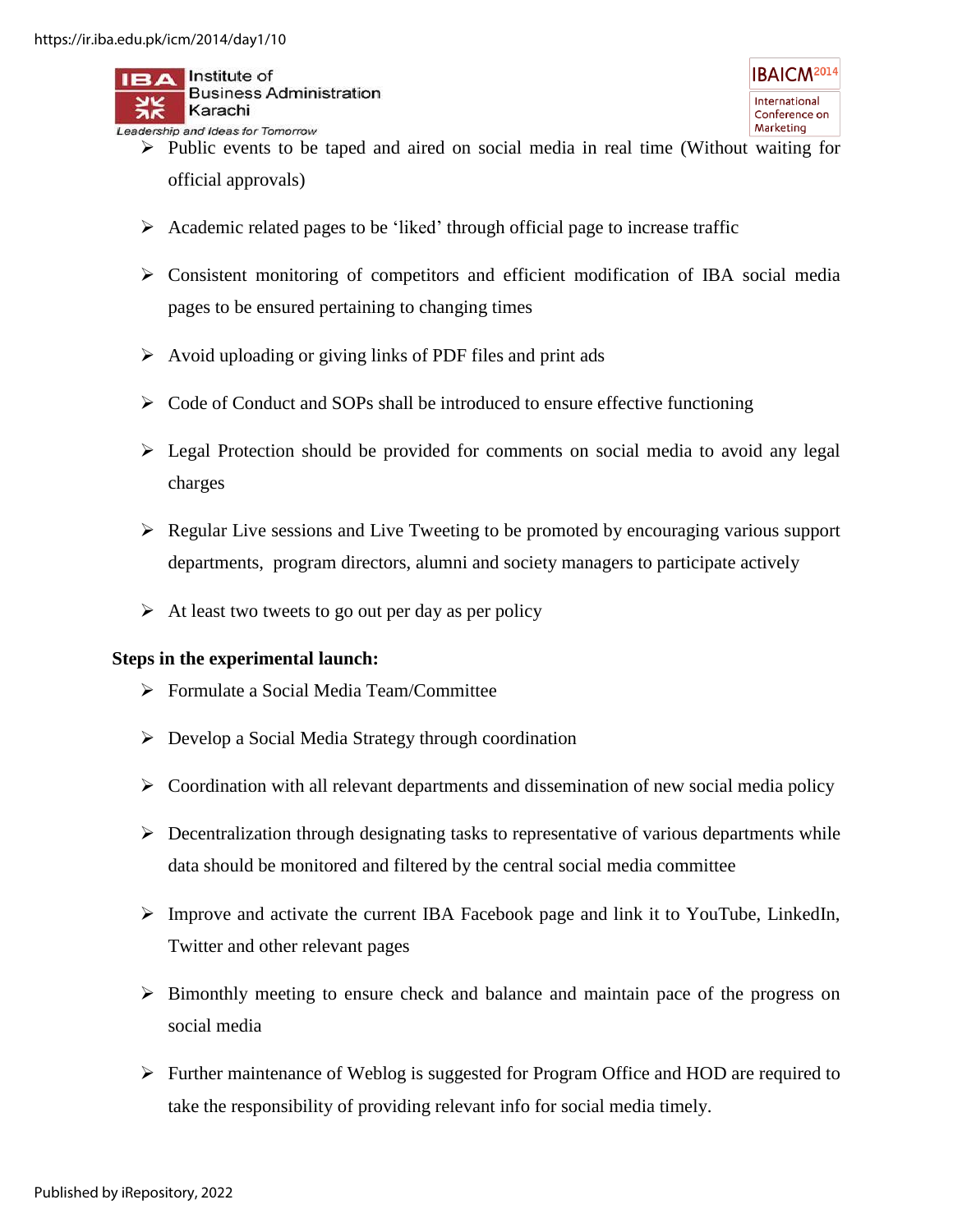- Public events to be taped and aired on social media in real time (Without waiting for official approvals)
- Academic related pages to be 'liked' through official page to increase traffic
- Consistent monitoring of competitors and efficient modification of IBA social media pages to be ensured pertaining to changing times
- Avoid uploading or giving links of PDF files and print ads
- Code of Conduct and SOPs shall be introduced to ensure effective functioning
- Legal Protection should be provided for comments on social media to avoid any legal charges
- Regular Live sessions and Live Tweeting to be promoted by encouraging various support departments, program directors, alumni and society managers to participate actively
- At least two tweets to go out per day as per policy

**Steps in the experimental launch:**

- Formulate a Social Media Team/Committee
- Develop a Social Media Strategy through coordination
- Coordination with all relevant departments and dissemination of new social media policy
- Decentralization through designating tasks to representative of various departments while data should be monitored and filtered by the central social media committee
- Improve and activate the current IBA Facebook page and link it to YouTube, LinkedIn, Twitter and other relevant pages
- Bimonthly meeting to ensure check and balance and maintain pace of the progress on social media
- Further maintenance of Weblog is suggested for Program Office and HOD are required to take the responsibility of providing relevant info for social media timely.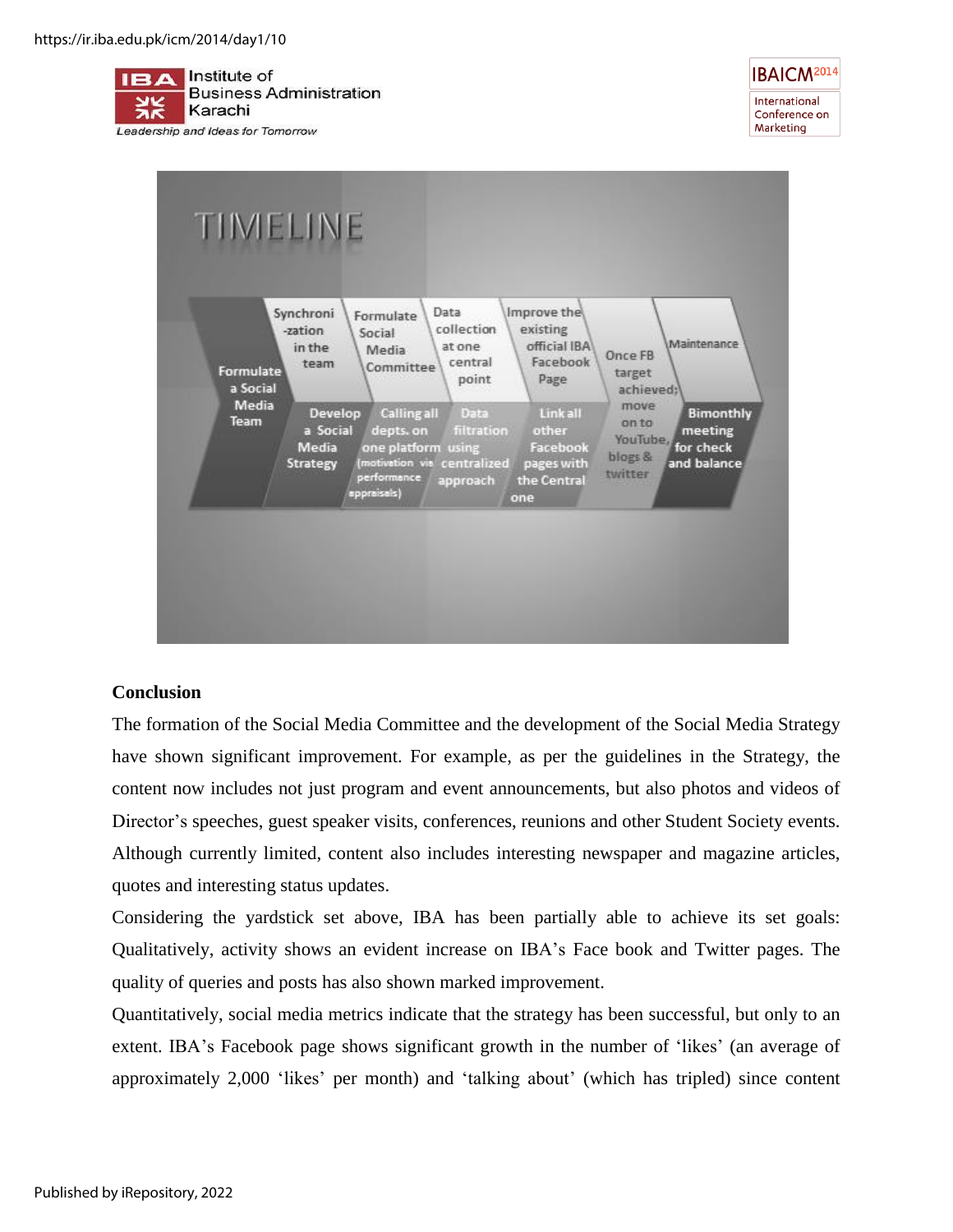TIMELINE

- Formulate a Social Media Team
- Synchronization in the team / Develop a Social Media Strategy
- Formulate Social Media Committee / Calling all depts. on one platform (motivation via performance appraisals)
- Data collection at one central point / Data filtration using centralized approach
- Improve the existing official IBA Facebook Page / Link all other Facebook pages with the Central one
- Once FB target achieved; move on to YouTube, blogs & twitter
- Maintenance / Bimonthly meeting for check and balance

## Conclusion

The formation of the Social Media Committee and the development of the Social Media Strategy have shown significant improvement. For example, as per the guidelines in the Strategy, the content now includes not just program and event announcements, but also photos and videos of Director's speeches, guest speaker visits, conferences, reunions and other Student Society events. Although currently limited, content also includes interesting newspaper and magazine articles, quotes and interesting status updates.

Considering the yardstick set above, IBA has been partially able to achieve its set goals: Qualitatively, activity shows an evident increase on IBA's Face book and Twitter pages. The quality of queries and posts has also shown marked improvement.

Quantitatively, social media metrics indicate that the strategy has been successful, but only to an extent. IBA's Facebook page shows significant growth in the number of 'likes' (an average of approximately 2,000 'likes' per month) and 'talking about' (which has tripled) since content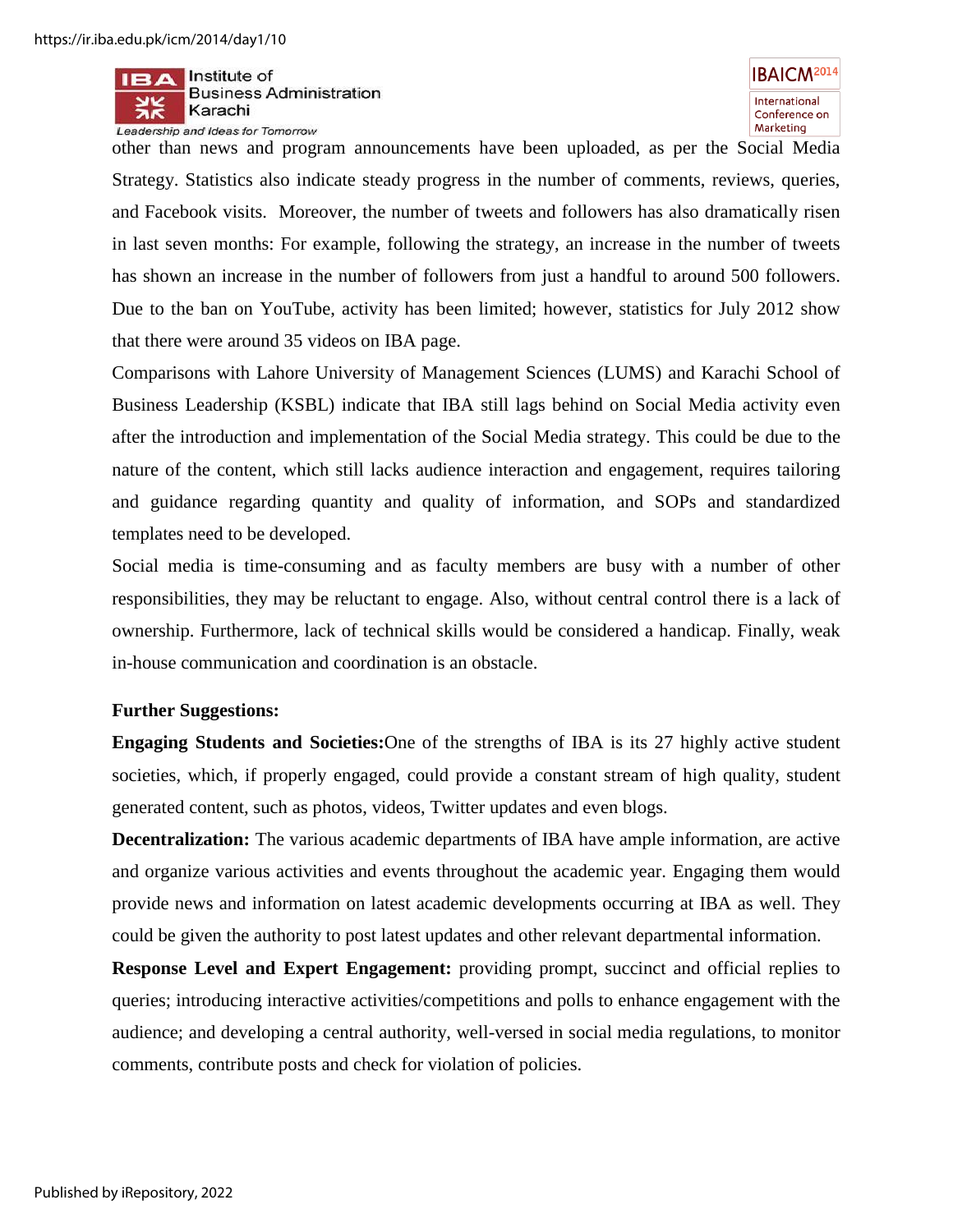other than news and program announcements have been uploaded, as per the Social Media Strategy. Statistics also indicate steady progress in the number of comments, reviews, queries, and Facebook visits. Moreover, the number of tweets and followers has also dramatically risen in last seven months: For example, following the strategy, an increase in the number of tweets has shown an increase in the number of followers from just a handful to around 500 followers. Due to the ban on YouTube, activity has been limited; however, statistics for July 2012 show that there were around 35 videos on IBA page.

Comparisons with Lahore University of Management Sciences (LUMS) and Karachi School of Business Leadership (KSBL) indicate that IBA still lags behind on Social Media activity even after the introduction and implementation of the Social Media strategy. This could be due to the nature of the content, which still lacks audience interaction and engagement, requires tailoring and guidance regarding quantity and quality of information, and SOPs and standardized templates need to be developed.

Social media is time-consuming and as faculty members are busy with a number of other responsibilities, they may be reluctant to engage. Also, without central control there is a lack of ownership. Furthermore, lack of technical skills would be considered a handicap. Finally, weak in-house communication and coordination is an obstacle.

**Further Suggestions:**

**Engaging Students and Societies:**One of the strengths of IBA is its 27 highly active student societies, which, if properly engaged, could provide a constant stream of high quality, student generated content, such as photos, videos, Twitter updates and even blogs.

**Decentralization:** The various academic departments of IBA have ample information, are active and organize various activities and events throughout the academic year. Engaging them would provide news and information on latest academic developments occurring at IBA as well. They could be given the authority to post latest updates and other relevant departmental information.

**Response Level and Expert Engagement:** providing prompt, succinct and official replies to queries; introducing interactive activities/competitions and polls to enhance engagement with the audience; and developing a central authority, well-versed in social media regulations, to monitor comments, contribute posts and check for violation of policies.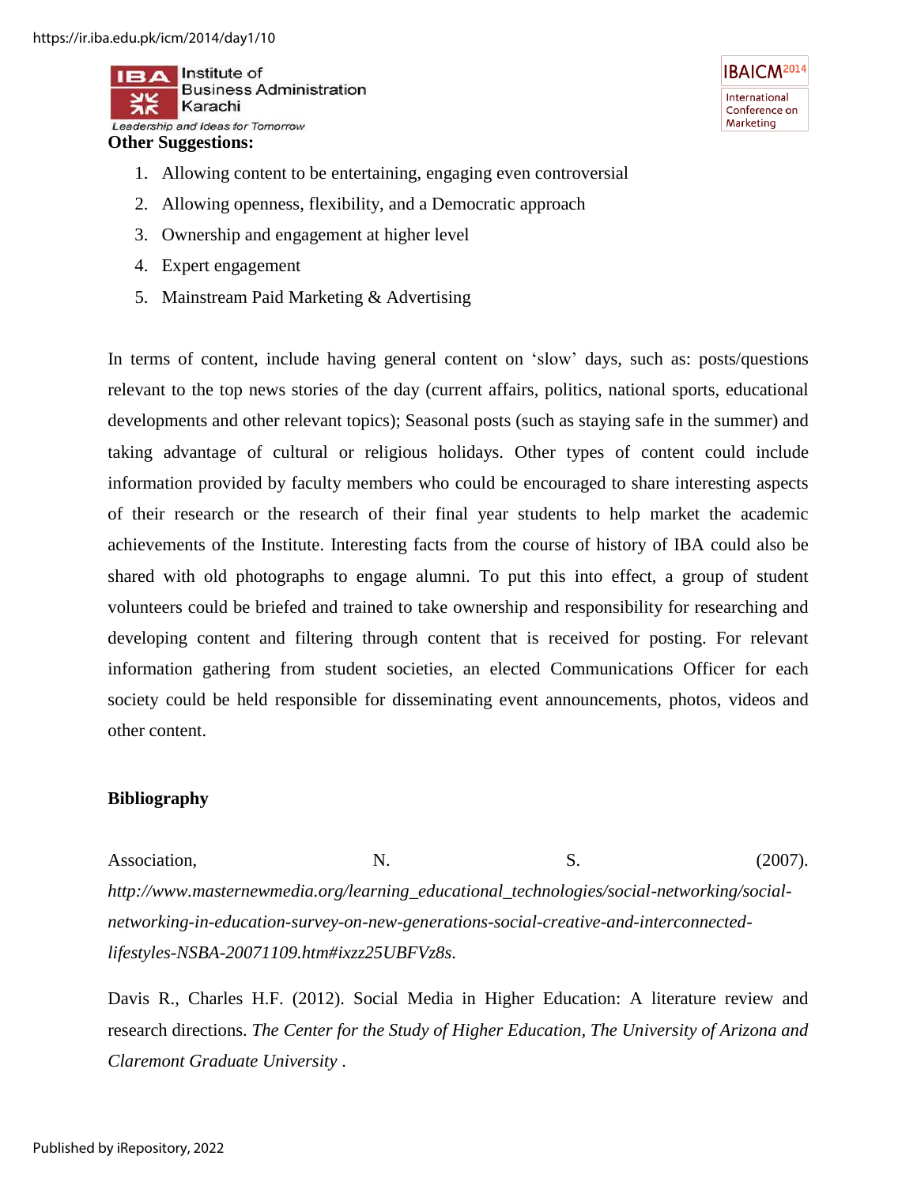**Other Suggestions:**

1. Allowing content to be entertaining, engaging even controversial
2. Allowing openness, flexibility, and a Democratic approach
3. Ownership and engagement at higher level
4. Expert engagement
5. Mainstream Paid Marketing & Advertising

In terms of content, include having general content on 'slow' days, such as: posts/questions relevant to the top news stories of the day (current affairs, politics, national sports, educational developments and other relevant topics); Seasonal posts (such as staying safe in the summer) and taking advantage of cultural or religious holidays. Other types of content could include information provided by faculty members who could be encouraged to share interesting aspects of their research or the research of their final year students to help market the academic achievements of the Institute. Interesting facts from the course of history of IBA could also be shared with old photographs to engage alumni. To put this into effect, a group of student volunteers could be briefed and trained to take ownership and responsibility for researching and developing content and filtering through content that is received for posting. For relevant information gathering from student societies, an elected Communications Officer for each society could be held responsible for disseminating event announcements, photos, videos and other content.

**Bibliography**

Association, N. S. (2007). *http://www.masternewmedia.org/learning_educational_technologies/social-networking/social-networking-in-education-survey-on-new-generations-social-creative-and-interconnected-lifestyles-NSBA-20071109.htm#ixzz25UBFVz8s*.

Davis R., Charles H.F. (2012). Social Media in Higher Education: A literature review and research directions. *The Center for the Study of Higher Education, The University of Arizona and Claremont Graduate University* .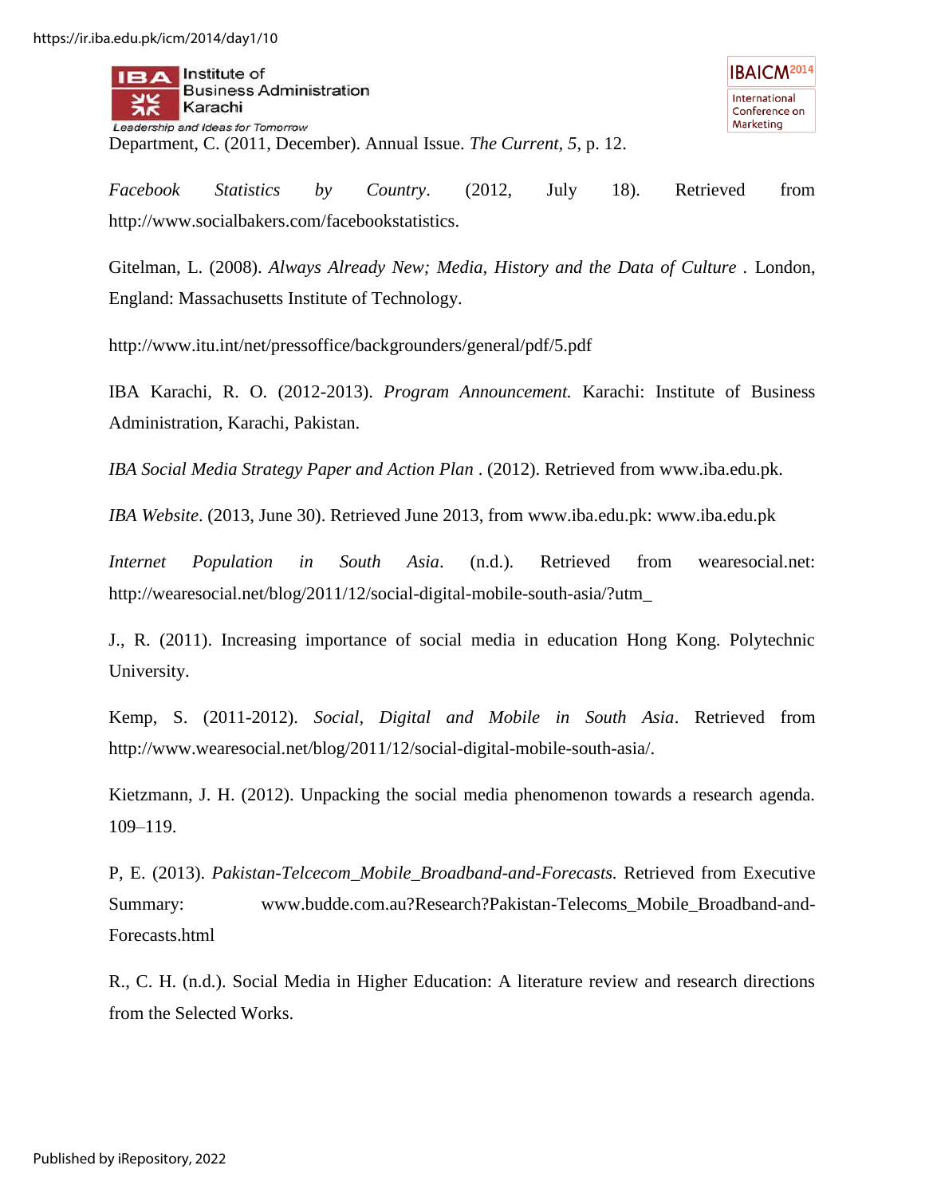Department, C. (2011, December). Annual Issue. *The Current*, *5*, p. 12.

*Facebook Statistics by Country*. (2012, July 18). Retrieved from http://www.socialbakers.com/facebookstatistics.

Gitelman, L. (2008). *Always Already New; Media, History and the Data of Culture* . London, England: Massachusetts Institute of Technology.

http://www.itu.int/net/pressoffice/backgrounders/general/pdf/5.pdf

IBA Karachi, R. O. (2012-2013). *Program Announcement.* Karachi: Institute of Business Administration, Karachi, Pakistan.

*IBA Social Media Strategy Paper and Action Plan* . (2012). Retrieved from www.iba.edu.pk.

*IBA Website*. (2013, June 30). Retrieved June 2013, from www.iba.edu.pk: www.iba.edu.pk

*Internet Population in South Asia*. (n.d.). Retrieved from wearesocial.net: http://wearesocial.net/blog/2011/12/social-digital-mobile-south-asia/?utm_

J., R. (2011). Increasing importance of social media in education Hong Kong. Polytechnic University.

Kemp, S. (2011-2012). *Social, Digital and Mobile in South Asia*. Retrieved from http://www.wearesocial.net/blog/2011/12/social-digital-mobile-south-asia/.

Kietzmann, J. H. (2012). Unpacking the social media phenomenon towards a research agenda. 109–119.

P, E. (2013). *Pakistan-Telcecom_Mobile_Broadband-and-Forecasts.* Retrieved from Executive Summary: www.budde.com.au?Research?Pakistan-Telecoms_Mobile_Broadband-and-Forecasts.html

R., C. H. (n.d.). Social Media in Higher Education: A literature review and research directions from the Selected Works.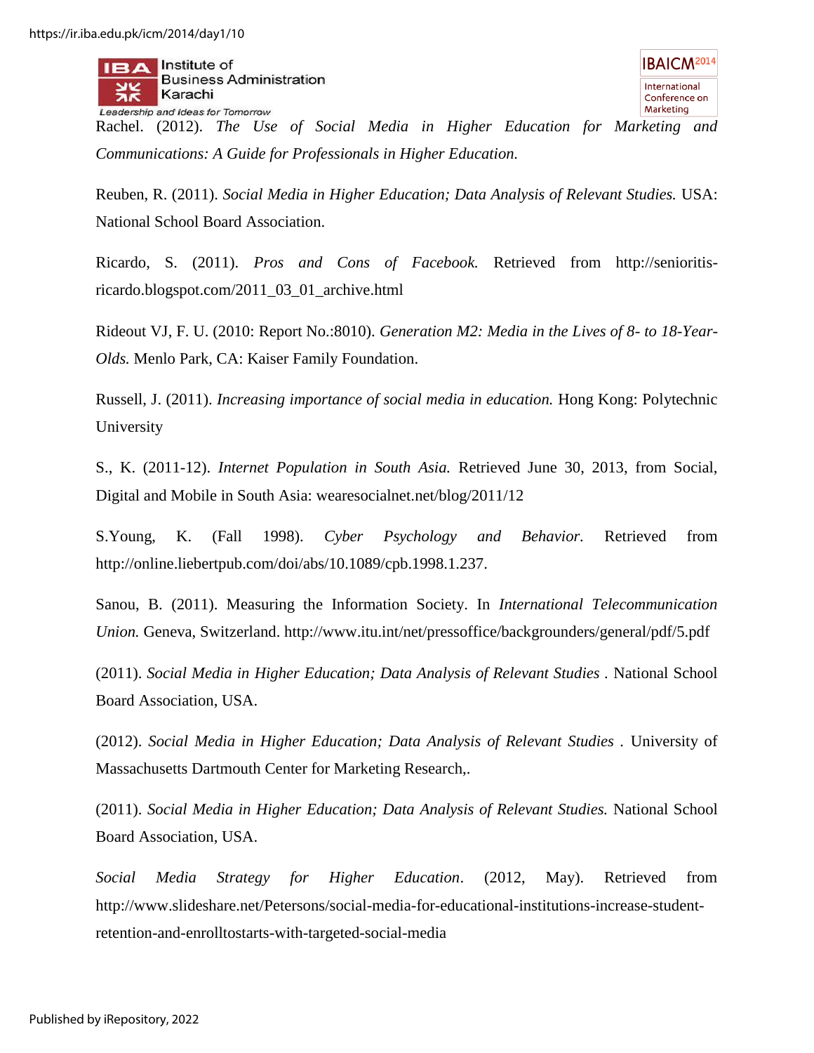Rachel. (2012). *The Use of Social Media in Higher Education for Marketing and Communications: A Guide for Professionals in Higher Education.*

Reuben, R. (2011). *Social Media in Higher Education; Data Analysis of Relevant Studies.* USA: National School Board Association.

Ricardo, S. (2011). *Pros and Cons of Facebook.* Retrieved from http://senioritis-ricardo.blogspot.com/2011_03_01_archive.html

Rideout VJ, F. U. (2010: Report No.:8010). *Generation M2: Media in the Lives of 8- to 18-Year-Olds.* Menlo Park, CA: Kaiser Family Foundation.

Russell, J. (2011). *Increasing importance of social media in education.* Hong Kong: Polytechnic University

S., K. (2011-12). *Internet Population in South Asia.* Retrieved June 30, 2013, from Social, Digital and Mobile in South Asia: wearesocialnet.net/blog/2011/12

S.Young, K. (Fall 1998). *Cyber Psychology and Behavior.* Retrieved from http://online.liebertpub.com/doi/abs/10.1089/cpb.1998.1.237.

Sanou, B. (2011). Measuring the Information Society. In *International Telecommunication Union.* Geneva, Switzerland. http://www.itu.int/net/pressoffice/backgrounders/general/pdf/5.pdf

(2011). *Social Media in Higher Education; Data Analysis of Relevant Studies* . National School Board Association, USA.

(2012). *Social Media in Higher Education; Data Analysis of Relevant Studies* . University of Massachusetts Dartmouth Center for Marketing Research,.

(2011). *Social Media in Higher Education; Data Analysis of Relevant Studies.* National School Board Association, USA.

*Social Media Strategy for Higher Education*. (2012, May). Retrieved from http://www.slideshare.net/Petersons/social-media-for-educational-institutions-increase-student-retention-and-enrolltostarts-with-targeted-social-media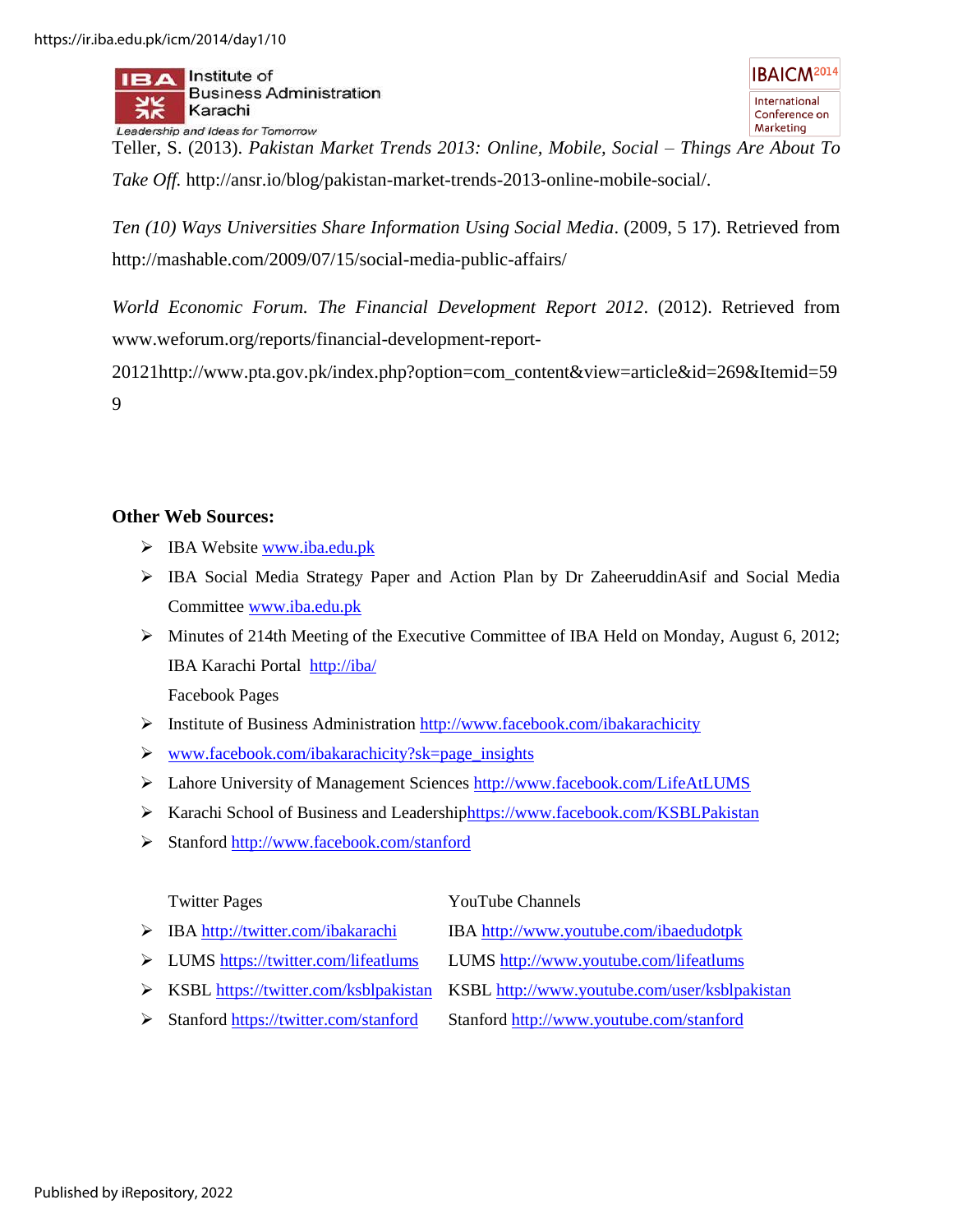Teller, S. (2013). *Pakistan Market Trends 2013: Online, Mobile, Social – Things Are About To Take Off.* http://ansr.io/blog/pakistan-market-trends-2013-online-mobile-social/.

*Ten (10) Ways Universities Share Information Using Social Media*. (2009, 5 17). Retrieved from http://mashable.com/2009/07/15/social-media-public-affairs/

*World Economic Forum. The Financial Development Report 2012*. (2012). Retrieved from www.weforum.org/reports/financial-development-report-20121http://www.pta.gov.pk/index.php?option=com_content&view=article&id=269&Itemid=599

**Other Web Sources:**

- IBA Website www.iba.edu.pk
- IBA Social Media Strategy Paper and Action Plan by Dr ZaheeruddinAsif and Social Media Committee www.iba.edu.pk
- Minutes of 214th Meeting of the Executive Committee of IBA Held on Monday, August 6, 2012; IBA Karachi Portal http://iba/

  Facebook Pages
- Institute of Business Administration http://www.facebook.com/ibakarachicity
- www.facebook.com/ibakarachicity?sk=page_insights
- Lahore University of Management Sciences http://www.facebook.com/LifeAtLUMS
- Karachi School of Business and Leadershiphttps://www.facebook.com/KSBLPakistan
- Stanford http://www.facebook.com/stanford

Twitter Pages

- IBA http://twitter.com/ibakarachi
- LUMS https://twitter.com/lifeatlums
- KSBL https://twitter.com/ksblpakistan
- Stanford https://twitter.com/stanford

YouTube Channels

- IBA http://www.youtube.com/ibaedudotpk
- LUMS http://www.youtube.com/lifeatlums
- KSBL http://www.youtube.com/user/ksblpakistan
- Stanford http://www.youtube.com/stanford